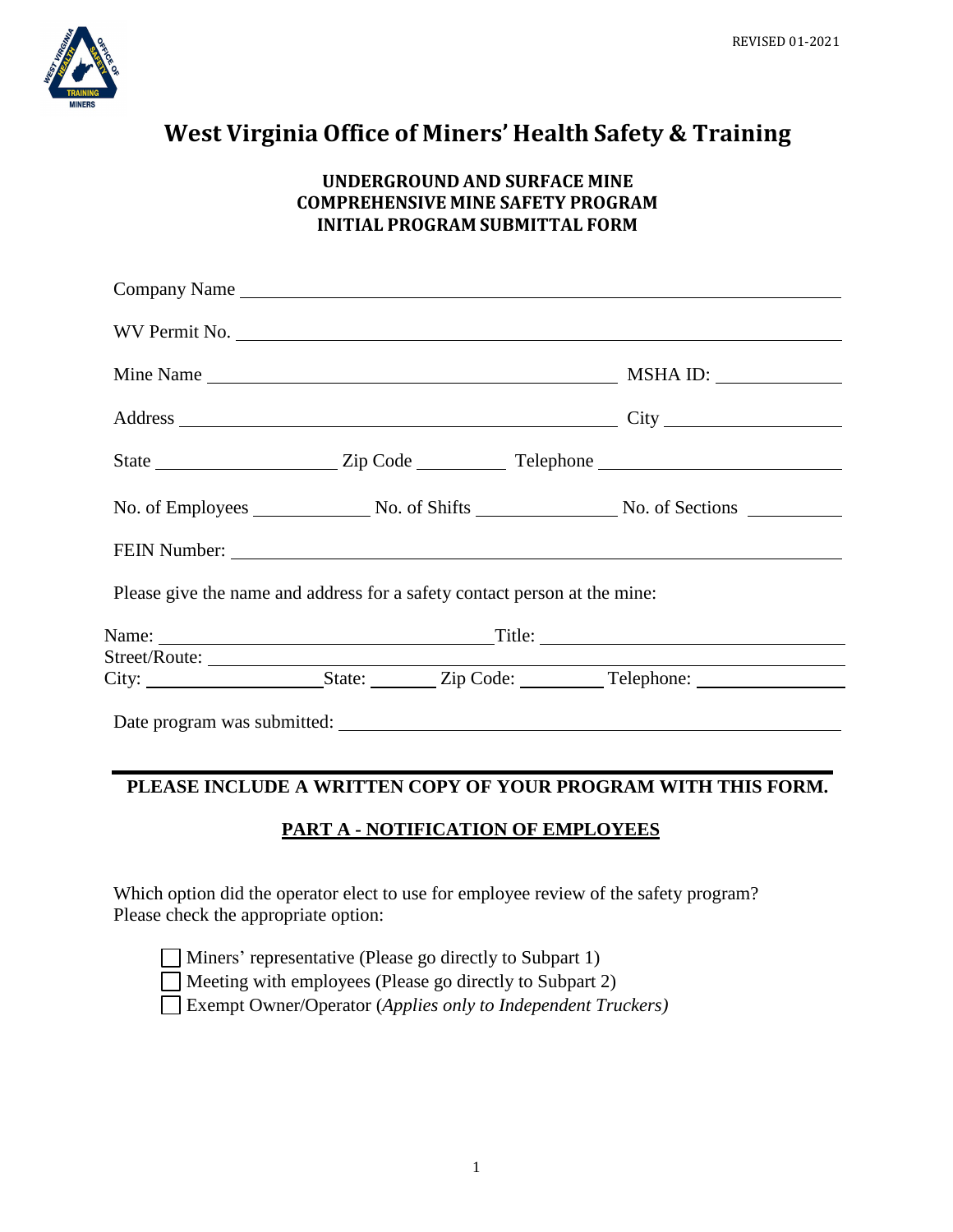REVISED 01-2021

# West Virginia Office of Miners' Health Safety & Training

## UNDERGROUND AND SURFACE MINE
## COMPREHENSIVE MINE SAFETY PROGRAM
## INITIAL PROGRAM SUBMITTAL FORM

Company Name ______________________________

WV Permit No. ______________________________

Mine Name ______________________________ MSHA ID: ______________

Address ______________________________ City ______________

State ______________ Zip Code __________ Telephone ______________

No. of Employees ____________ No. of Shifts ____________ No. of Sections __________

FEIN Number: ______________________________

Please give the name and address for a safety contact person at the mine:

Name: ______________________________ Title: ______________________________

Street/Route: ______________________________

City: ______________ State: ________ Zip Code: __________ Telephone: ______________

Date program was submitted: ______________________________

---

**PLEASE INCLUDE A WRITTEN COPY OF YOUR PROGRAM WITH THIS FORM.**

## PART A - NOTIFICATION OF EMPLOYEES

Which option did the operator elect to use for employee review of the safety program? Please check the appropriate option:

- ☐ Miners' representative (Please go directly to Subpart 1)
- ☐ Meeting with employees (Please go directly to Subpart 2)
- ☐ Exempt Owner/Operator (*Applies only to Independent Truckers)*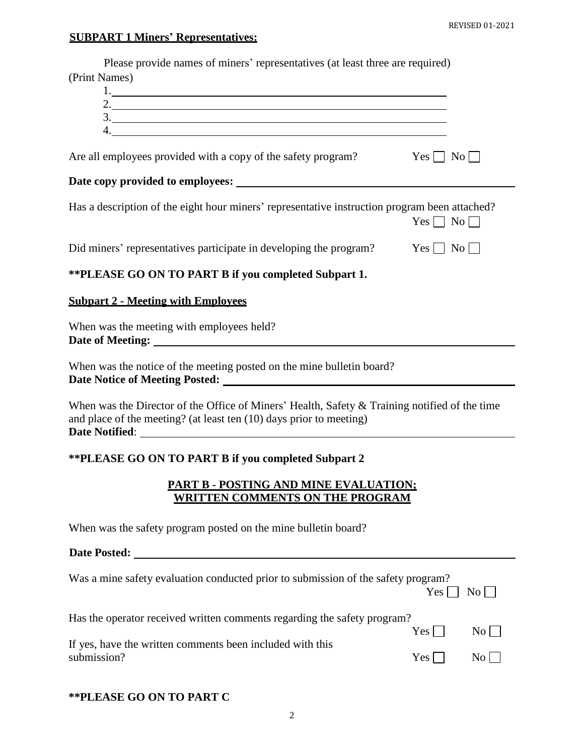**SUBPART 1 Miners' Representatives:**

Please provide names of miners' representatives (at least three are required)
(Print Names)

1. \_\_\_\_\_\_\_\_\_\_\_\_\_\_\_\_\_\_\_\_\_\_\_\_\_\_\_\_\_\_\_\_\_\_\_\_\_\_\_\_
2. \_\_\_\_\_\_\_\_\_\_\_\_\_\_\_\_\_\_\_\_\_\_\_\_\_\_\_\_\_\_\_\_\_\_\_\_\_\_\_\_
3. \_\_\_\_\_\_\_\_\_\_\_\_\_\_\_\_\_\_\_\_\_\_\_\_\_\_\_\_\_\_\_\_\_\_\_\_\_\_\_\_
4. \_\_\_\_\_\_\_\_\_\_\_\_\_\_\_\_\_\_\_\_\_\_\_\_\_\_\_\_\_\_\_\_\_\_\_\_\_\_\_\_

Are all employees provided with a copy of the safety program? Yes ☐ No ☐

**Date copy provided to employees:** \_\_\_\_\_\_\_\_\_\_\_\_\_\_\_\_\_\_\_\_\_\_\_\_\_\_\_\_\_\_\_\_\_\_\_\_\_\_\_\_

Has a description of the eight hour miners' representative instruction program been attached?
Yes ☐ No ☐

Did miners' representatives participate in developing the program? Yes ☐ No ☐

**\*\*PLEASE GO ON TO PART B if you completed Subpart 1.**

**Subpart 2 - Meeting with Employees**

When was the meeting with employees held?
**Date of Meeting:** \_\_\_\_\_\_\_\_\_\_\_\_\_\_\_\_\_\_\_\_\_\_\_\_\_\_\_\_\_\_\_\_\_\_\_\_\_\_\_\_

When was the notice of the meeting posted on the mine bulletin board?
**Date Notice of Meeting Posted:** \_\_\_\_\_\_\_\_\_\_\_\_\_\_\_\_\_\_\_\_\_\_\_\_\_\_\_\_\_\_\_\_\_\_\_\_\_\_\_\_

When was the Director of the Office of Miners' Health, Safety & Training notified of the time and place of the meeting? (at least ten (10) days prior to meeting)
**Date Notified**: \_\_\_\_\_\_\_\_\_\_\_\_\_\_\_\_\_\_\_\_\_\_\_\_\_\_\_\_\_\_\_\_\_\_\_\_\_\_\_\_

**\*\*PLEASE GO ON TO PART B if you completed Subpart 2**

## PART B - POSTING AND MINE EVALUATION; WRITTEN COMMENTS ON THE PROGRAM

When was the safety program posted on the mine bulletin board?

**Date Posted:** \_\_\_\_\_\_\_\_\_\_\_\_\_\_\_\_\_\_\_\_\_\_\_\_\_\_\_\_\_\_\_\_\_\_\_\_\_\_\_\_

Was a mine safety evaluation conducted prior to submission of the safety program?
Yes ☐ No ☐

Has the operator received written comments regarding the safety program?
Yes ☐ No ☐

If yes, have the written comments been included with this submission? Yes ☐ No ☐

**\*\*PLEASE GO ON TO PART C**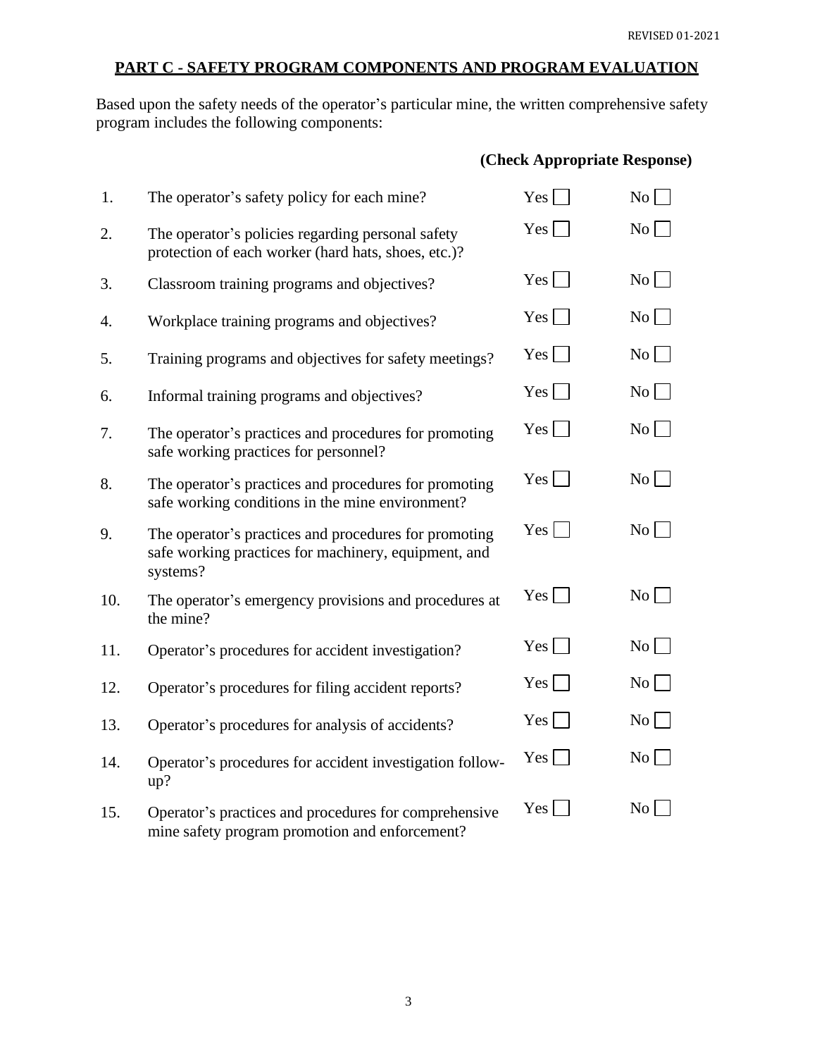## PART C - SAFETY PROGRAM COMPONENTS AND PROGRAM EVALUATION

Based upon the safety needs of the operator's particular mine, the written comprehensive safety program includes the following components:

| | | **(Check Appropriate Response)** | |
|---|---|---|---|
| 1. | The operator's safety policy for each mine? | Yes ☐ | No ☐ |
| 2. | The operator's policies regarding personal safety protection of each worker (hard hats, shoes, etc.)? | Yes ☐ | No ☐ |
| 3. | Classroom training programs and objectives? | Yes ☐ | No ☐ |
| 4. | Workplace training programs and objectives? | Yes ☐ | No ☐ |
| 5. | Training programs and objectives for safety meetings? | Yes ☐ | No ☐ |
| 6. | Informal training programs and objectives? | Yes ☐ | No ☐ |
| 7. | The operator's practices and procedures for promoting safe working practices for personnel? | Yes ☐ | No ☐ |
| 8. | The operator's practices and procedures for promoting safe working conditions in the mine environment? | Yes ☐ | No ☐ |
| 9. | The operator's practices and procedures for promoting safe working practices for machinery, equipment, and systems? | Yes ☐ | No ☐ |
| 10. | The operator's emergency provisions and procedures at the mine? | Yes ☐ | No ☐ |
| 11. | Operator's procedures for accident investigation? | Yes ☐ | No ☐ |
| 12. | Operator's procedures for filing accident reports? | Yes ☐ | No ☐ |
| 13. | Operator's procedures for analysis of accidents? | Yes ☐ | No ☐ |
| 14. | Operator's procedures for accident investigation follow-up? | Yes ☐ | No ☐ |
| 15. | Operator's practices and procedures for comprehensive mine safety program promotion and enforcement? | Yes ☐ | No ☐ |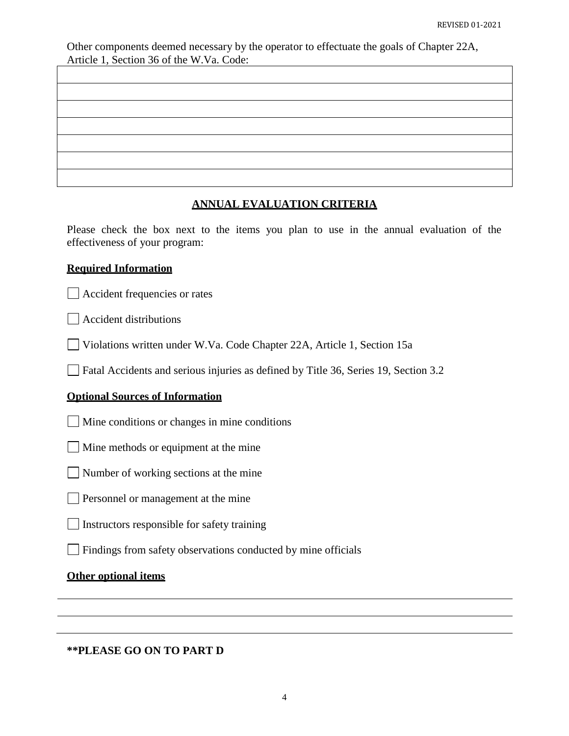Other components deemed necessary by the operator to effectuate the goals of Chapter 22A, Article 1, Section 36 of the W.Va. Code:

| |
|---|
| |
| |
| |
| |
| |
| |

## ANNUAL EVALUATION CRITERIA

Please check the box next to the items you plan to use in the annual evaluation of the effectiveness of your program:

### Required Information

☐ Accident frequencies or rates

☐ Accident distributions

☐ Violations written under W.Va. Code Chapter 22A, Article 1, Section 15a

☐ Fatal Accidents and serious injuries as defined by Title 36, Series 19, Section 3.2

### Optional Sources of Information

☐ Mine conditions or changes in mine conditions

☐ Mine methods or equipment at the mine

☐ Number of working sections at the mine

☐ Personnel or management at the mine

☐ Instructors responsible for safety training

☐ Findings from safety observations conducted by mine officials

### Other optional items

______________________________________________________________________

______________________________________________________________________

______________________________________________________________________

**\*\*PLEASE GO ON TO PART D**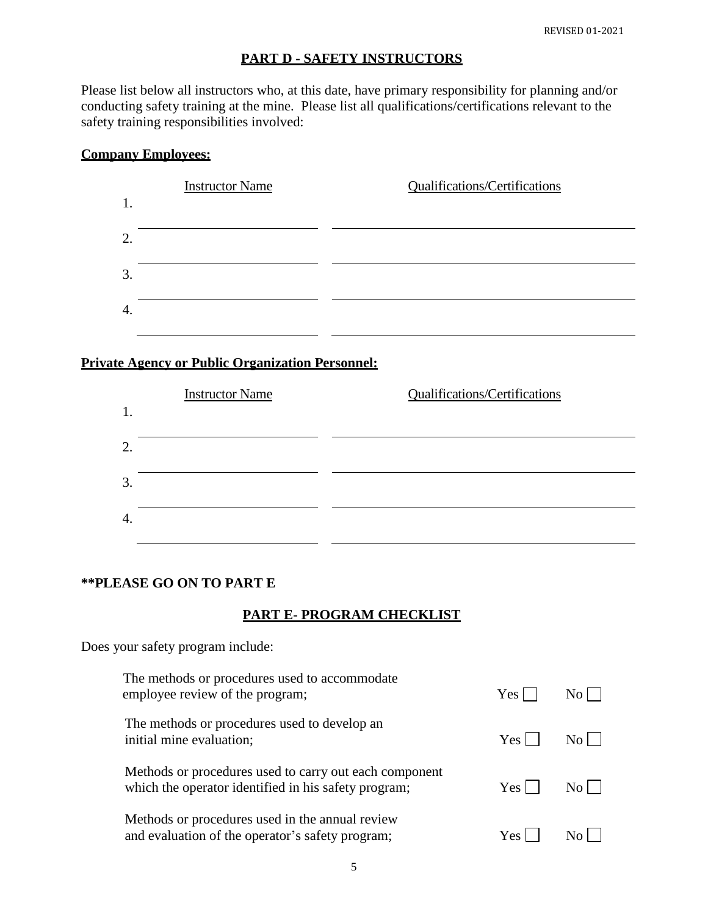## PART D - SAFETY INSTRUCTORS

Please list below all instructors who, at this date, have primary responsibility for planning and/or conducting safety training at the mine. Please list all qualifications/certifications relevant to the safety training responsibilities involved:

**Company Employees:**

| | Instructor Name | Qualifications/Certifications |
|---|---|---|
| 1. | | |
| 2. | | |
| 3. | | |
| 4. | | |

**Private Agency or Public Organization Personnel:**

| | Instructor Name | Qualifications/Certifications |
|---|---|---|
| 1. | | |
| 2. | | |
| 3. | | |
| 4. | | |

**\*\*PLEASE GO ON TO PART E**

## PART E- PROGRAM CHECKLIST

Does your safety program include:

| | | |
|---|---|---|
| The methods or procedures used to accommodate employee review of the program; | Yes ☐ | No ☐ |
| The methods or procedures used to develop an initial mine evaluation; | Yes ☐ | No ☐ |
| Methods or procedures used to carry out each component which the operator identified in his safety program; | Yes ☐ | No ☐ |
| Methods or procedures used in the annual review and evaluation of the operator's safety program; | Yes ☐ | No ☐ |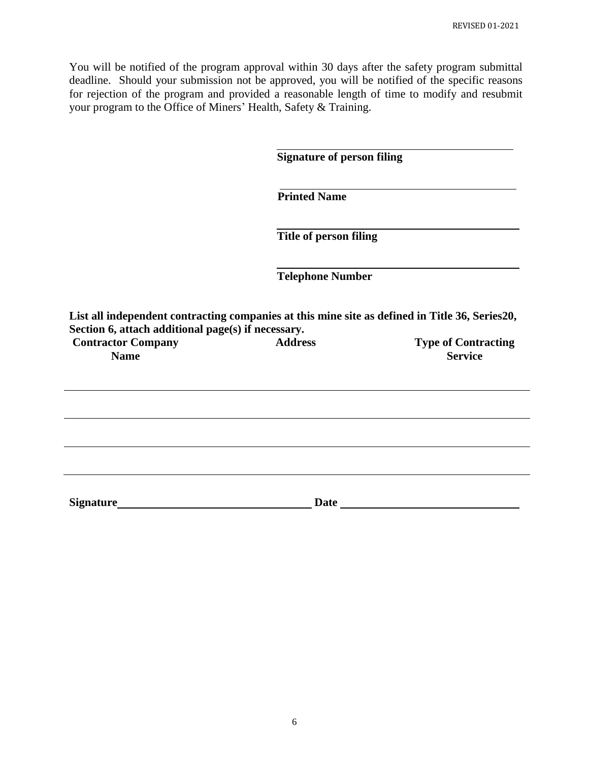You will be notified of the program approval within 30 days after the safety program submittal deadline. Should your submission not be approved, you will be notified of the specific reasons for rejection of the program and provided a reasonable length of time to modify and resubmit your program to the Office of Miners' Health, Safety & Training.

\_\_\_\_\_\_\_\_\_\_\_\_\_\_\_\_\_\_\_\_\_\_\_\_\_\_\_\_\_\_\_\_\_\_\_\_\_\_\_\_
**Signature of person filing**

\_\_\_\_\_\_\_\_\_\_\_\_\_\_\_\_\_\_\_\_\_\_\_\_\_\_\_\_\_\_\_\_\_\_\_\_\_\_\_\_
**Printed Name**

\_\_\_\_\_\_\_\_\_\_\_\_\_\_\_\_\_\_\_\_\_\_\_\_\_\_\_\_\_\_\_\_\_\_\_\_\_\_\_\_
**Title of person filing**

\_\_\_\_\_\_\_\_\_\_\_\_\_\_\_\_\_\_\_\_\_\_\_\_\_\_\_\_\_\_\_\_\_\_\_\_\_\_\_\_
**Telephone Number**

**List all independent contracting companies at this mine site as defined in Title 36, Series20, Section 6, attach additional page(s) if necessary.**

| Contractor Company Name | Address | Type of Contracting Service |
|---|---|---|
| | | |
| | | |
| | | |
| | | |

**Signature** \_\_\_\_\_\_\_\_\_\_\_\_\_\_\_\_\_\_\_\_\_\_\_\_\_\_\_\_\_\_ **Date** \_\_\_\_\_\_\_\_\_\_\_\_\_\_\_\_\_\_\_\_\_\_\_\_\_\_\_\_\_\_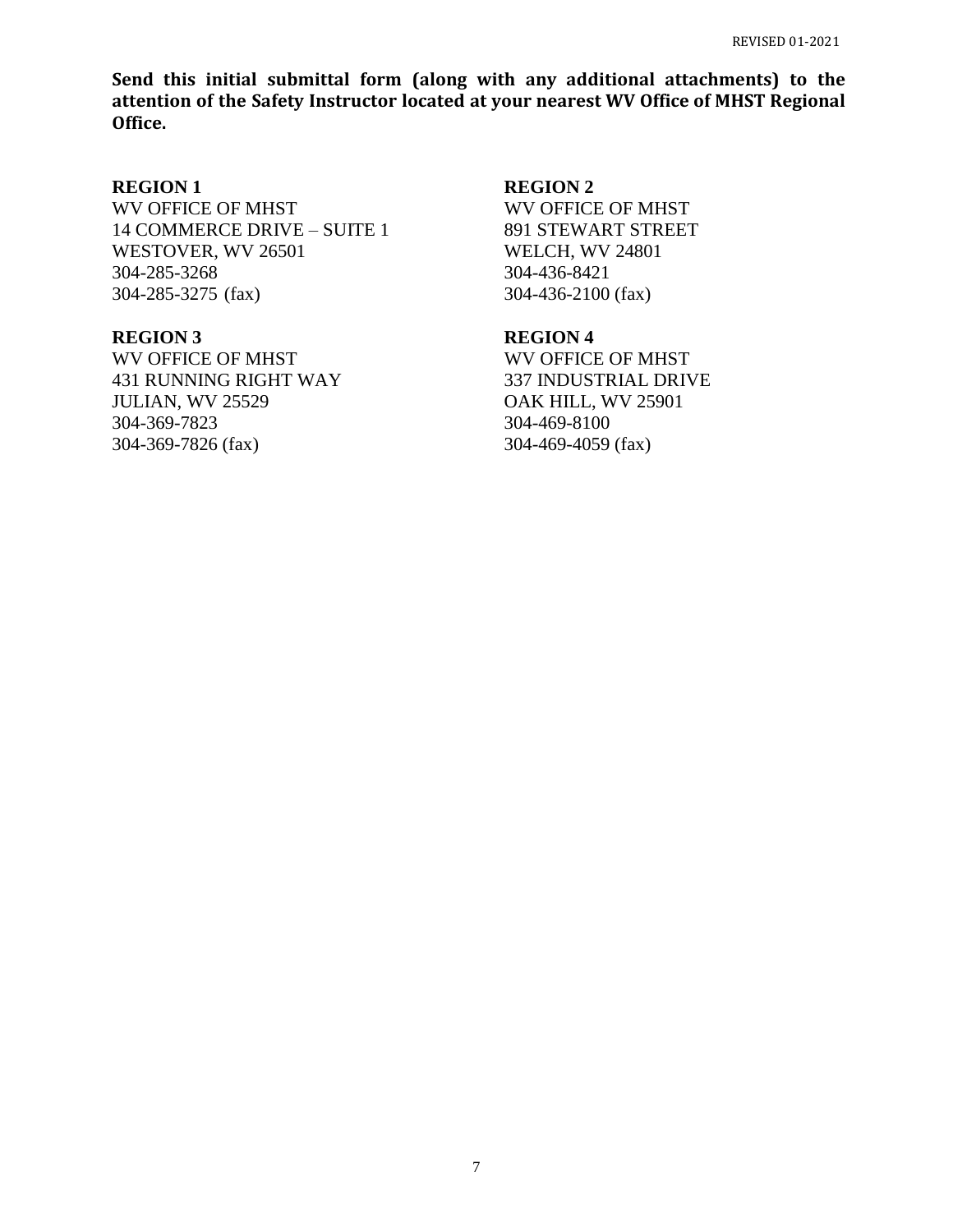**Send this initial submittal form (along with any additional attachments) to the attention of the Safety Instructor located at your nearest WV Office of MHST Regional Office.**

**REGION 1**
WV OFFICE OF MHST
14 COMMERCE DRIVE – SUITE 1
WESTOVER, WV 26501
304-285-3268
304-285-3275 (fax)

**REGION 2**
WV OFFICE OF MHST
891 STEWART STREET
WELCH, WV 24801
304-436-8421
304-436-2100 (fax)

**REGION 3**
WV OFFICE OF MHST
431 RUNNING RIGHT WAY
JULIAN, WV 25529
304-369-7823
304-369-7826 (fax)

**REGION 4**
WV OFFICE OF MHST
337 INDUSTRIAL DRIVE
OAK HILL, WV 25901
304-469-8100
304-469-4059 (fax)